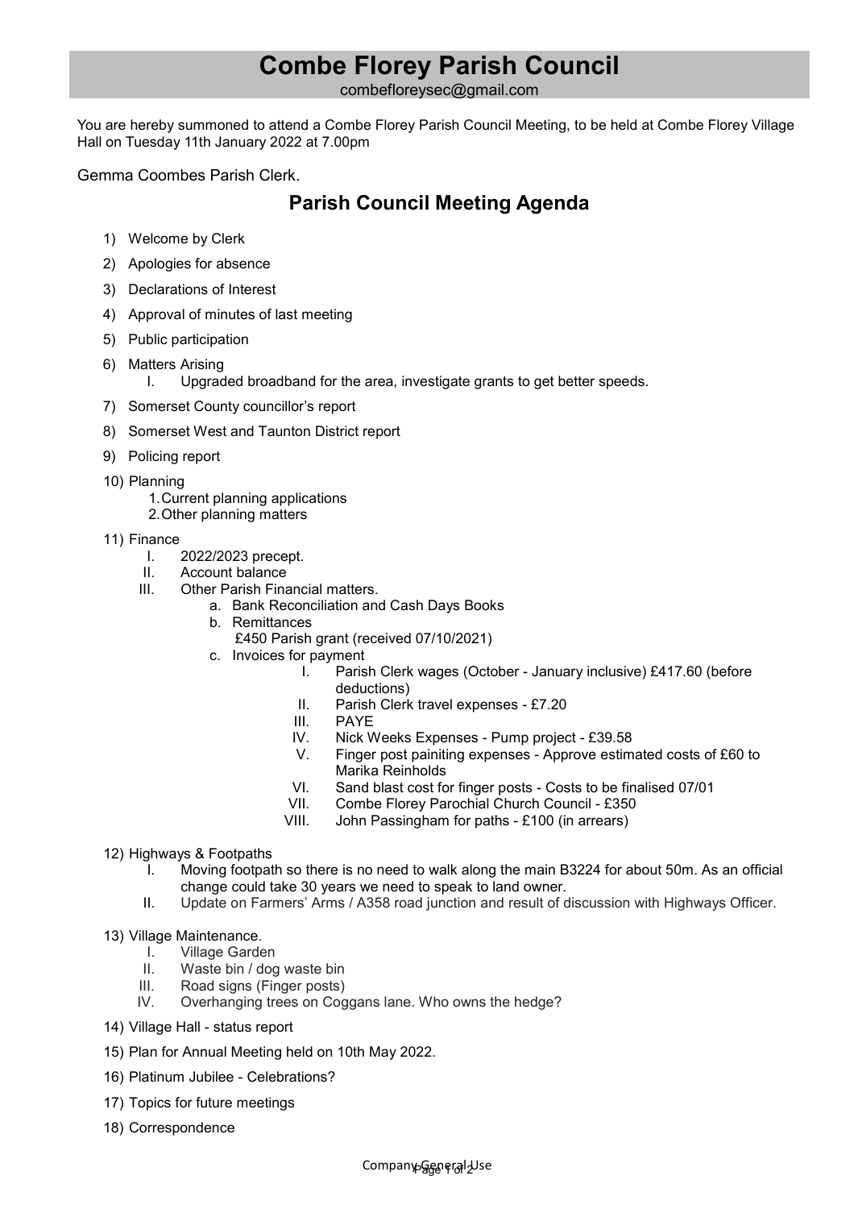# Combe Florey Parish Council

combefloreysec@gmail.com

You are hereby summoned to attend a Combe Florey Parish Council Meeting, to be held at Combe Florey Village Hall on Tuesday 11th January 2022 at 7.00pm

Gemma Coombes Parish Clerk.

## Parish Council Meeting Agenda

1) Welcome by Clerk
2) Apologies for absence
3) Declarations of Interest
4) Approval of minutes of last meeting
5) Public participation
6) Matters Arising
   I. Upgraded broadband for the area, investigate grants to get better speeds.
7) Somerset County councillor's report
8) Somerset West and Taunton District report
9) Policing report
10) Planning
    1. Current planning applications
    2. Other planning matters
11) Finance
    I. 2022/2023 precept.
    II. Account balance
    III. Other Parish Financial matters.
        a. Bank Reconciliation and Cash Days Books
        b. Remittances
           £450 Parish grant (received 07/10/2021)
        c. Invoices for payment
           I. Parish Clerk wages (October - January inclusive) £417.60 (before deductions)
           II. Parish Clerk travel expenses - £7.20
           III. PAYE
           IV. Nick Weeks Expenses - Pump project - £39.58
           V. Finger post painiting expenses - Approve estimated costs of £60 to Marika Reinholds
           VI. Sand blast cost for finger posts - Costs to be finalised 07/01
           VII. Combe Florey Parochial Church Council - £350
           VIII. John Passingham for paths - £100 (in arrears)
12) Highways & Footpaths
    I. Moving footpath so there is no need to walk along the main B3224 for about 50m. As an official change could take 30 years we need to speak to land owner.
    II. Update on Farmers' Arms / A358 road junction and result of discussion with Highways Officer.
13) Village Maintenance.
    I. Village Garden
    II. Waste bin / dog waste bin
    III. Road signs (Finger posts)
    IV. Overhanging trees on Coggans lane. Who owns the hedge?
14) Village Hall - status report
15) Plan for Annual Meeting held on 10th May 2022.
16) Platinum Jubilee - Celebrations?
17) Topics for future meetings
18) Correspondence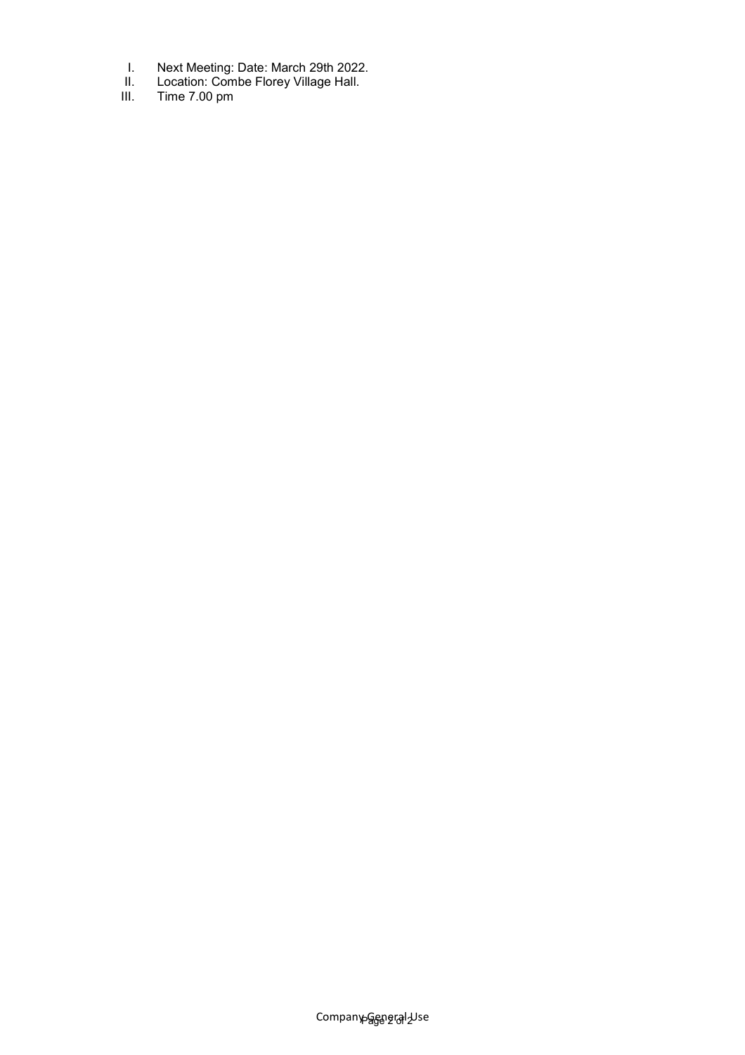I. Next Meeting: Date: March 29th 2022.
II. Location: Combe Florey Village Hall.
III. Time 7.00 pm